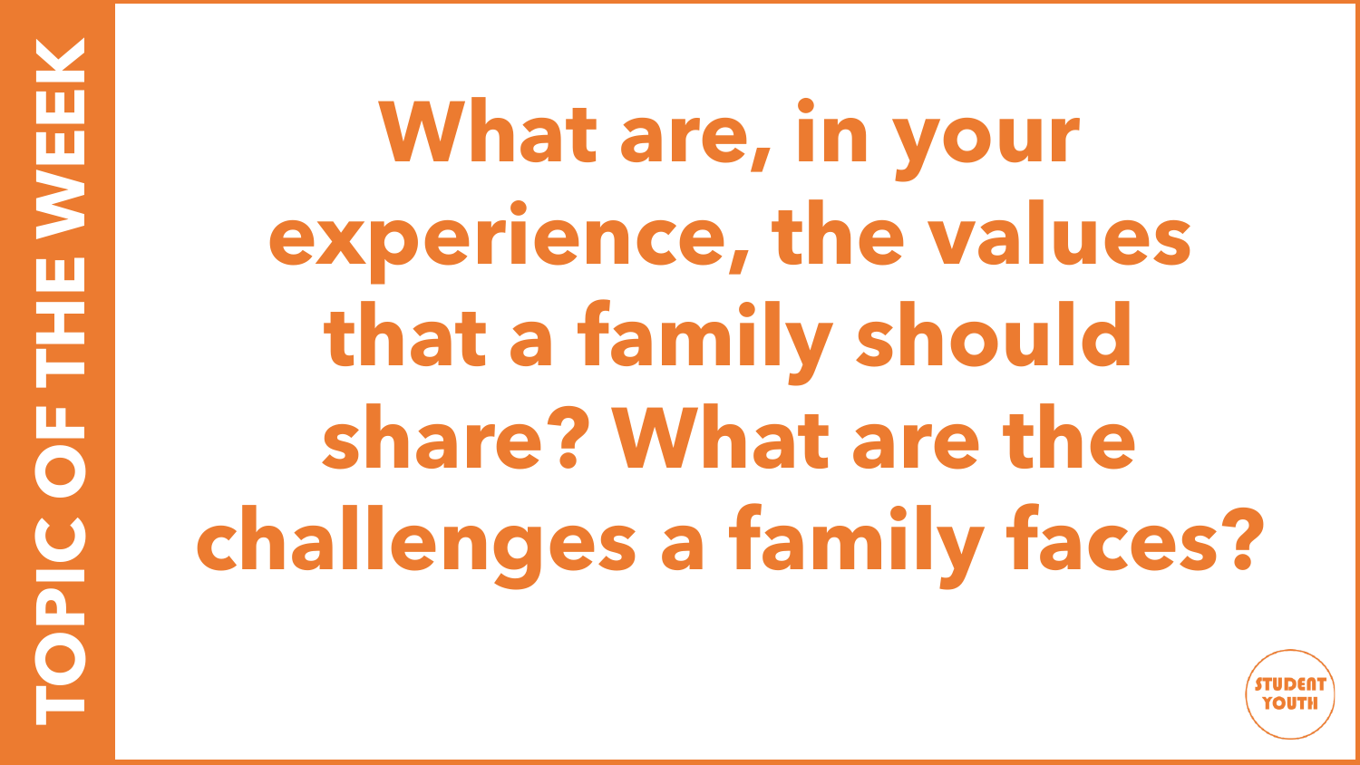# TOPIC OF THE WEEK

**What are, in your experience, the values that a family should share? What are the challenges a family faces?**

STUDENT YOUTH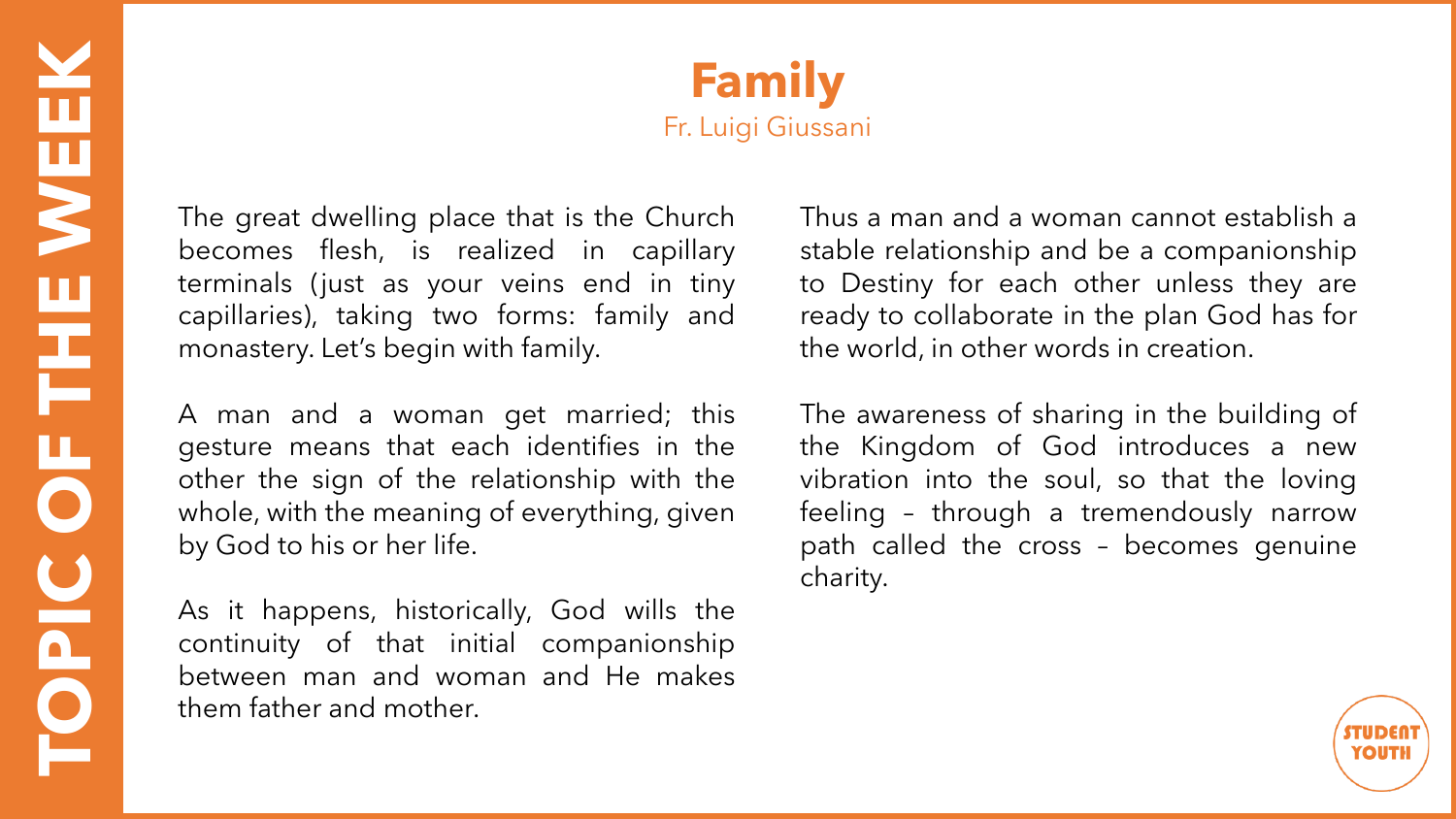# TOPIC OF THE WEEK

## Family

Fr. Luigi Giussani

The great dwelling place that is the Church becomes flesh, is realized in capillary terminals (just as your veins end in tiny capillaries), taking two forms: family and monastery. Let's begin with family.

A man and a woman get married; this gesture means that each identifies in the other the sign of the relationship with the whole, with the meaning of everything, given by God to his or her life.

As it happens, historically, God wills the continuity of that initial companionship between man and woman and He makes them father and mother.

Thus a man and a woman cannot establish a stable relationship and be a companionship to Destiny for each other unless they are ready to collaborate in the plan God has for the world, in other words in creation.

The awareness of sharing in the building of the Kingdom of God introduces a new vibration into the soul, so that the loving feeling – through a tremendously narrow path called the cross – becomes genuine charity.

STUDENT YOUTH